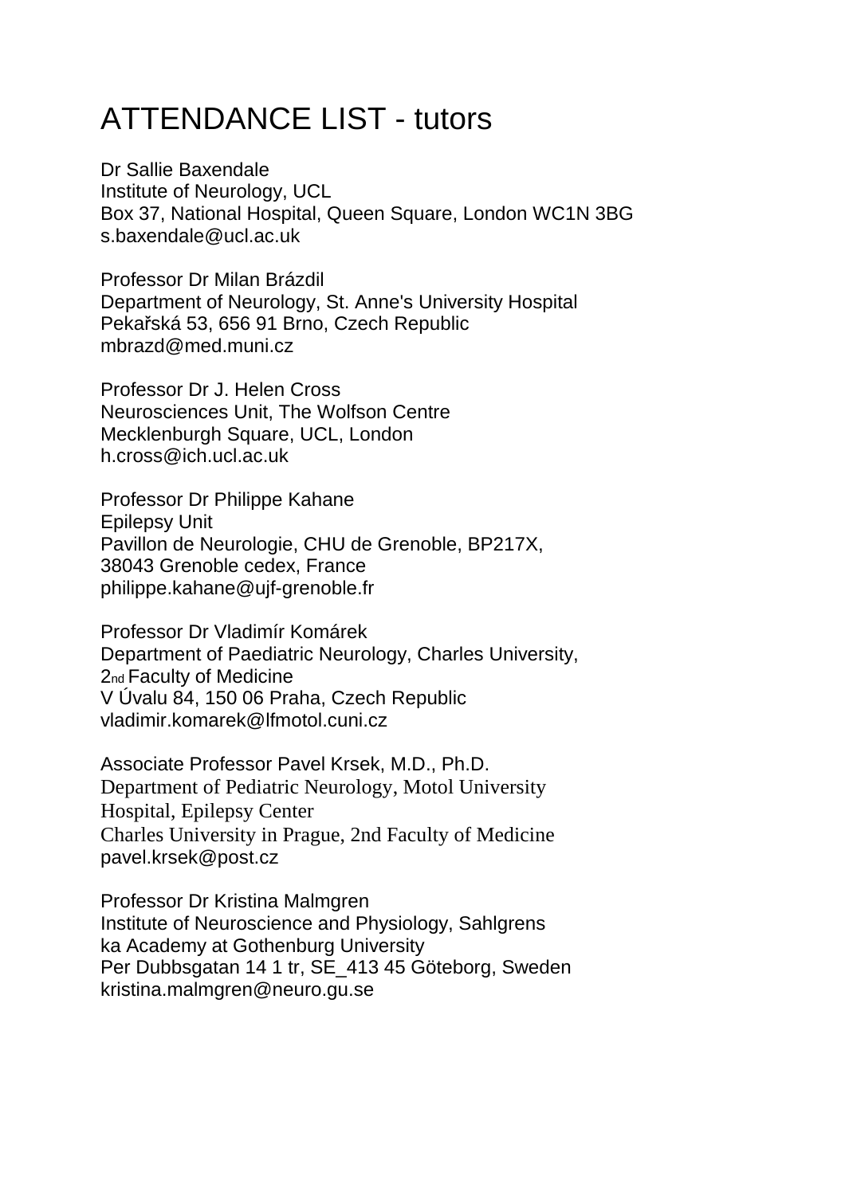# ATTENDANCE LIST - tutors

Dr Sallie Baxendale
Institute of Neurology, UCL
Box 37, National Hospital, Queen Square, London WC1N 3BG
s.baxendale@ucl.ac.uk

Professor Dr Milan Brázdil
Department of Neurology, St. Anne's University Hospital
Pekařská 53, 656 91 Brno, Czech Republic
mbrazd@med.muni.cz

Professor Dr J. Helen Cross
Neurosciences Unit, The Wolfson Centre
Mecklenburgh Square, UCL, London
h.cross@ich.ucl.ac.uk

Professor Dr Philippe Kahane
Epilepsy Unit
Pavillon de Neurologie, CHU de Grenoble, BP217X,
38043 Grenoble cedex, France
philippe.kahane@ujf-grenoble.fr

Professor Dr Vladimír Komárek
Department of Paediatric Neurology, Charles University,
2nd Faculty of Medicine
V Úvalu 84, 150 06 Praha, Czech Republic
vladimir.komarek@lfmotol.cuni.cz

Associate Professor Pavel Krsek, M.D., Ph.D.
Department of Pediatric Neurology, Motol University
Hospital, Epilepsy Center
Charles University in Prague, 2nd Faculty of Medicine
pavel.krsek@post.cz

Professor Dr Kristina Malmgren
Institute of Neuroscience and Physiology, Sahlgrens
ka Academy at Gothenburg University
Per Dubbsgatan 14 1 tr, SE_413 45 Göteborg, Sweden
kristina.malmgren@neuro.gu.se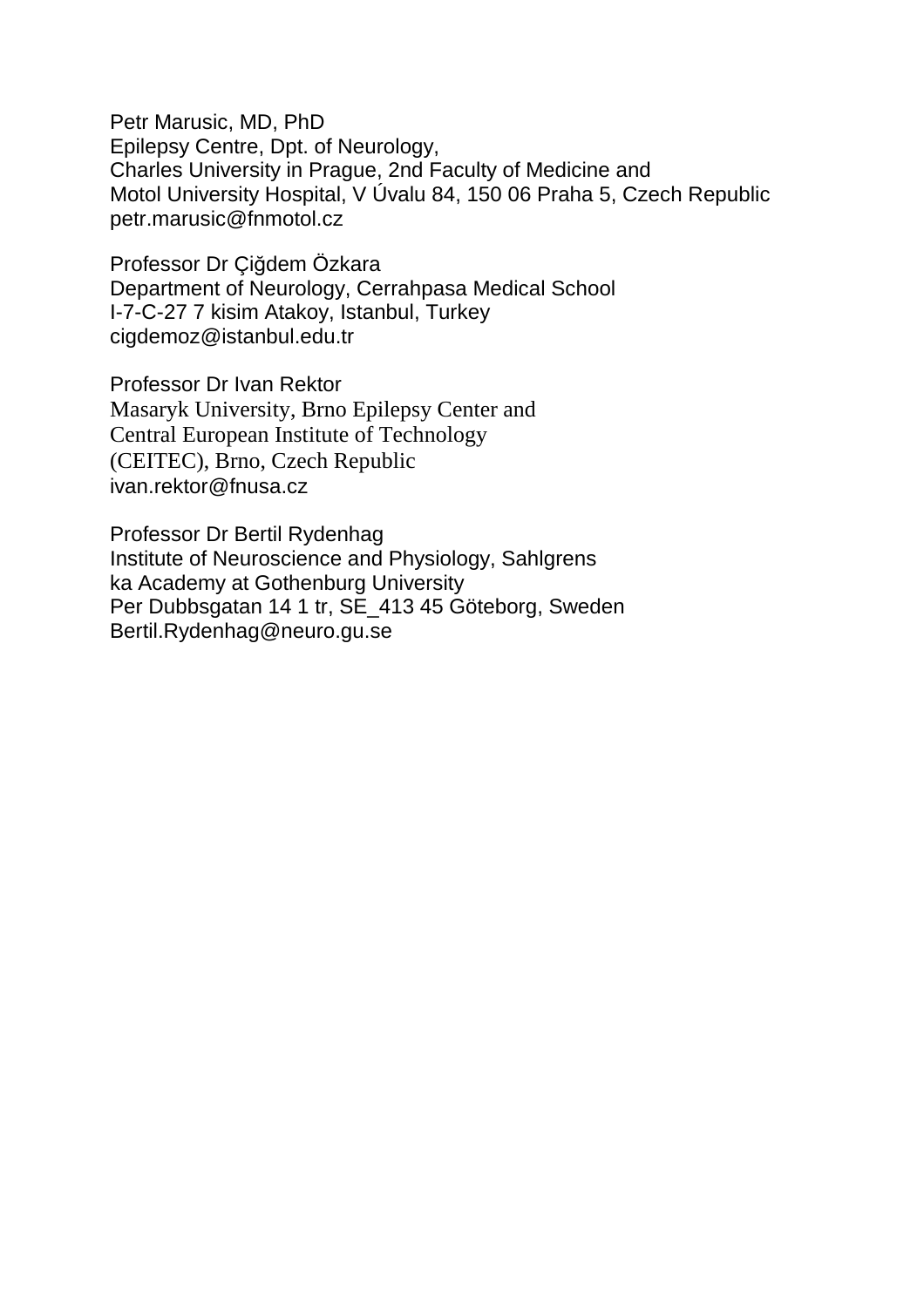Petr Marusic, MD, PhD
Epilepsy Centre, Dpt. of Neurology,
Charles University in Prague, 2nd Faculty of Medicine and
Motol University Hospital, V Úvalu 84, 150 06 Praha 5, Czech Republic
petr.marusic@fnmotol.cz

Professor Dr Çiğdem Özkara
Department of Neurology, Cerrahpasa Medical School
I-7-C-27 7 kisim Atakoy, Istanbul, Turkey
cigdemoz@istanbul.edu.tr

Professor Dr Ivan Rektor
Masaryk University, Brno Epilepsy Center and
Central European Institute of Technology
(CEITEC), Brno, Czech Republic
ivan.rektor@fnusa.cz

Professor Dr Bertil Rydenhag
Institute of Neuroscience and Physiology, Sahlgrens
ka Academy at Gothenburg University
Per Dubbsgatan 14 1 tr, SE_413 45 Göteborg, Sweden
Bertil.Rydenhag@neuro.gu.se